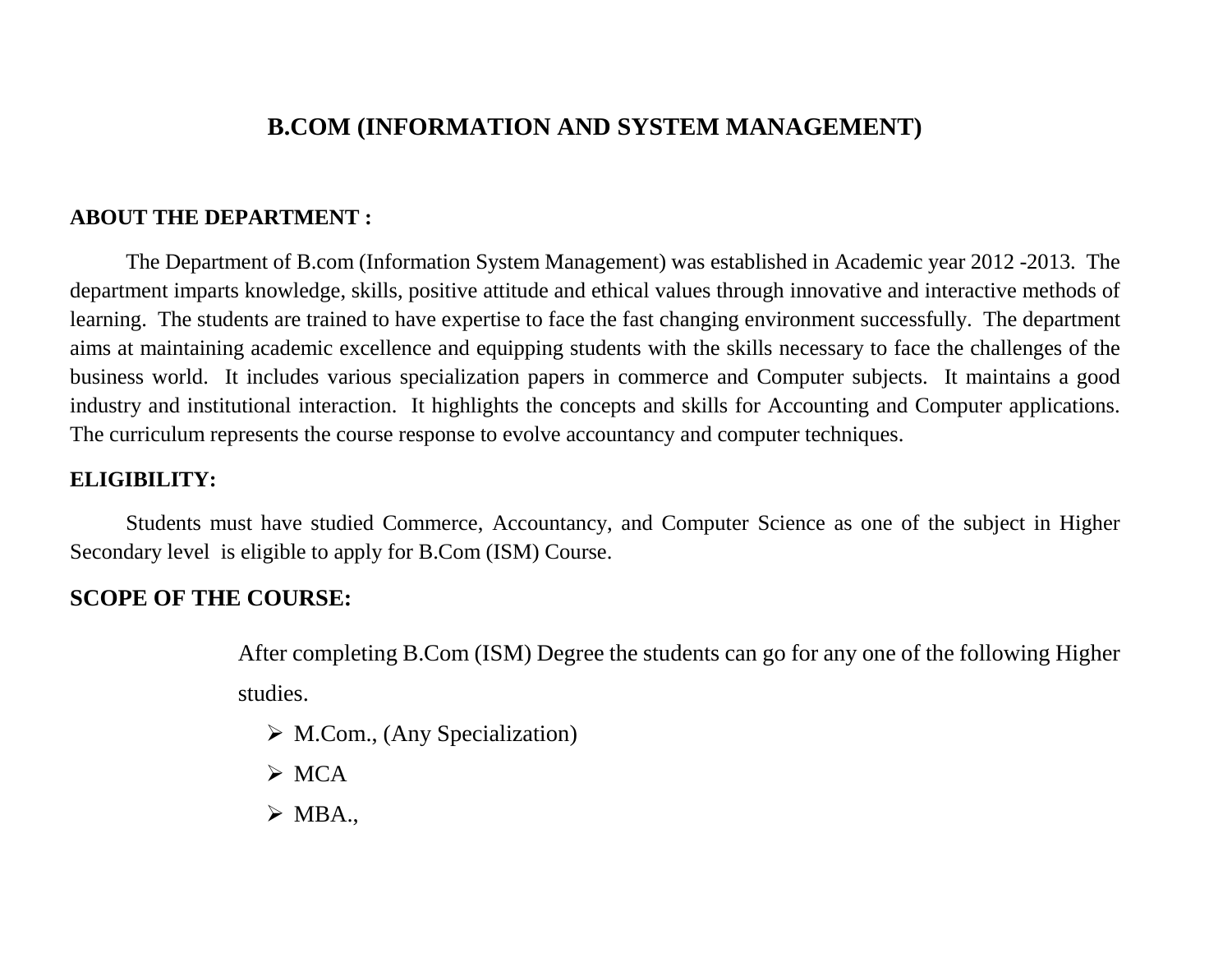# B.COM (INFORMATION AND SYSTEM MANAGEMENT)

## ABOUT THE DEPARTMENT :

The Department of B.com (Information System Management) was established in Academic year 2012 -2013. The department imparts knowledge, skills, positive attitude and ethical values through innovative and interactive methods of learning. The students are trained to have expertise to face the fast changing environment successfully. The department aims at maintaining academic excellence and equipping students with the skills necessary to face the challenges of the business world. It includes various specialization papers in commerce and Computer subjects. It maintains a good industry and institutional interaction. It highlights the concepts and skills for Accounting and Computer applications. The curriculum represents the course response to evolve accountancy and computer techniques.

## ELIGIBILITY:

Students must have studied Commerce, Accountancy, and Computer Science as one of the subject in Higher Secondary level is eligible to apply for B.Com (ISM) Course.

## SCOPE OF THE COURSE:

After completing B.Com (ISM) Degree the students can go for any one of the following Higher studies.

- M.Com., (Any Specialization)
- MCA
- MBA.,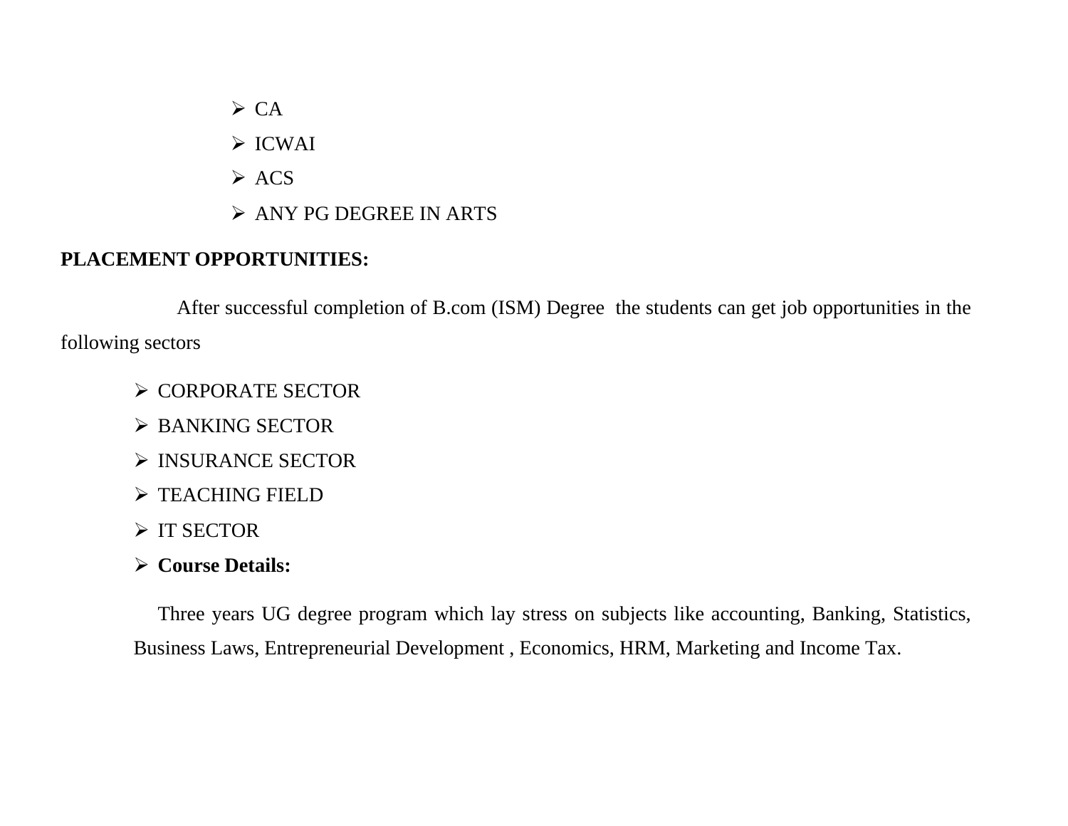- CA
- ICWAI
- ACS
- ANY PG DEGREE IN ARTS

**PLACEMENT OPPORTUNITIES:**

After successful completion of B.com (ISM) Degree the students can get job opportunities in the following sectors

- CORPORATE SECTOR
- BANKING SECTOR
- INSURANCE SECTOR
- TEACHING FIELD
- IT SECTOR
- **Course Details:**

Three years UG degree program which lay stress on subjects like accounting, Banking, Statistics, Business Laws, Entrepreneurial Development , Economics, HRM, Marketing and Income Tax.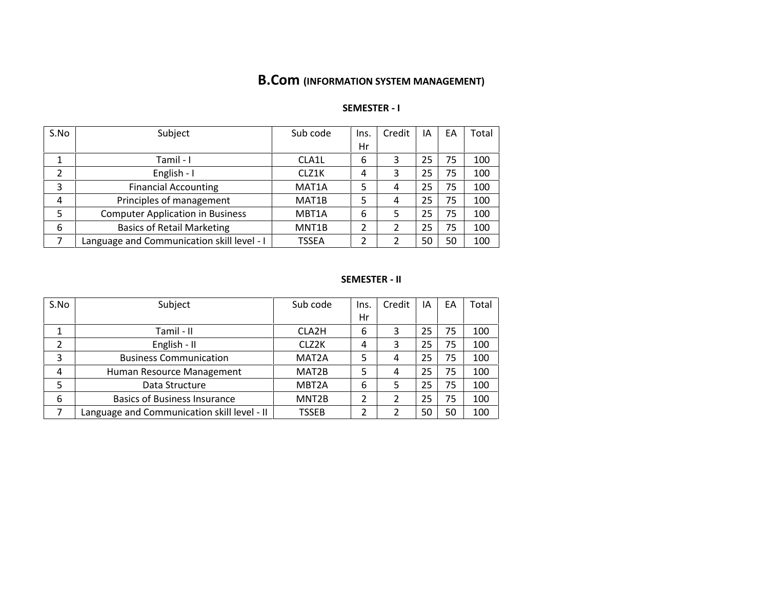# B.Com (INFORMATION SYSTEM MANAGEMENT)

## SEMESTER - I

| S.No | Subject | Sub code | Ins. Hr | Credit | IA | EA | Total |
|---|---|---|---|---|---|---|---|
| 1 | Tamil - I | CLA1L | 6 | 3 | 25 | 75 | 100 |
| 2 | English - I | CLZ1K | 4 | 3 | 25 | 75 | 100 |
| 3 | Financial Accounting | MAT1A | 5 | 4 | 25 | 75 | 100 |
| 4 | Principles of management | MAT1B | 5 | 4 | 25 | 75 | 100 |
| 5 | Computer Application in Business | MBT1A | 6 | 5 | 25 | 75 | 100 |
| 6 | Basics of Retail Marketing | MNT1B | 2 | 2 | 25 | 75 | 100 |
| 7 | Language and Communication skill level - I | TSSEA | 2 | 2 | 50 | 50 | 100 |

## SEMESTER - II

| S.No | Subject | Sub code | Ins. Hr | Credit | IA | EA | Total |
|---|---|---|---|---|---|---|---|
| 1 | Tamil - II | CLA2H | 6 | 3 | 25 | 75 | 100 |
| 2 | English - II | CLZ2K | 4 | 3 | 25 | 75 | 100 |
| 3 | Business Communication | MAT2A | 5 | 4 | 25 | 75 | 100 |
| 4 | Human Resource Management | MAT2B | 5 | 4 | 25 | 75 | 100 |
| 5 | Data Structure | MBT2A | 6 | 5 | 25 | 75 | 100 |
| 6 | Basics of Business Insurance | MNT2B | 2 | 2 | 25 | 75 | 100 |
| 7 | Language and Communication skill level - II | TSSEB | 2 | 2 | 50 | 50 | 100 |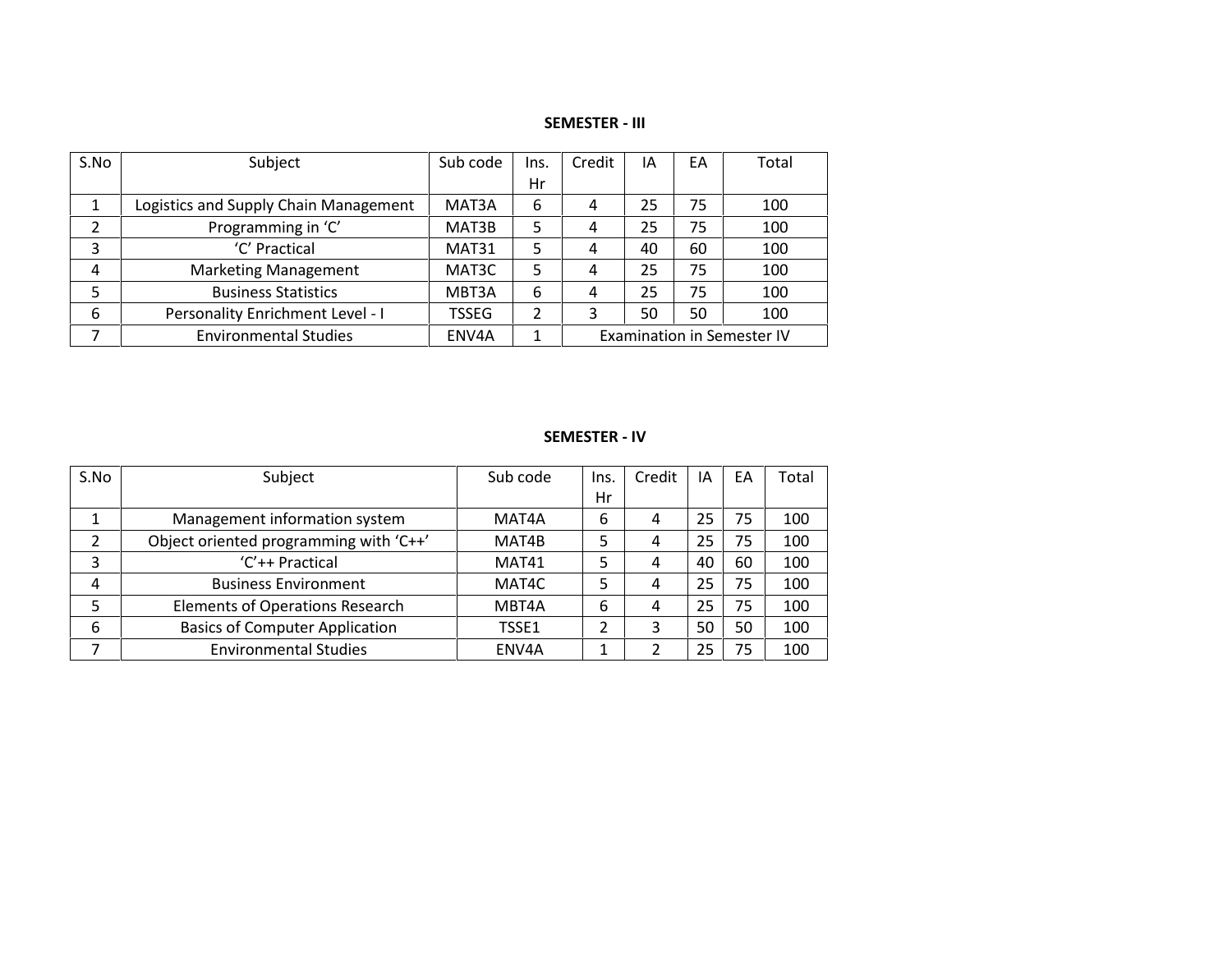**SEMESTER - III**

| S.No | Subject | Sub code | Ins. Hr | Credit | IA | EA | Total |
|---|---|---|---|---|---|---|---|
| 1 | Logistics and Supply Chain Management | MAT3A | 6 | 4 | 25 | 75 | 100 |
| 2 | Programming in 'C' | MAT3B | 5 | 4 | 25 | 75 | 100 |
| 3 | 'C' Practical | MAT31 | 5 | 4 | 40 | 60 | 100 |
| 4 | Marketing Management | MAT3C | 5 | 4 | 25 | 75 | 100 |
| 5 | Business Statistics | MBT3A | 6 | 4 | 25 | 75 | 100 |
| 6 | Personality Enrichment Level - I | TSSEG | 2 | 3 | 50 | 50 | 100 |
| 7 | Environmental Studies | ENV4A | 1 | Examination in Semester IV | | | |

**SEMESTER - IV**

| S.No | Subject | Sub code | Ins. Hr | Credit | IA | EA | Total |
|---|---|---|---|---|---|---|---|
| 1 | Management information system | MAT4A | 6 | 4 | 25 | 75 | 100 |
| 2 | Object oriented programming with 'C++' | MAT4B | 5 | 4 | 25 | 75 | 100 |
| 3 | 'C'++ Practical | MAT41 | 5 | 4 | 40 | 60 | 100 |
| 4 | Business Environment | MAT4C | 5 | 4 | 25 | 75 | 100 |
| 5 | Elements of Operations Research | MBT4A | 6 | 4 | 25 | 75 | 100 |
| 6 | Basics of Computer Application | TSSE1 | 2 | 3 | 50 | 50 | 100 |
| 7 | Environmental Studies | ENV4A | 1 | 2 | 25 | 75 | 100 |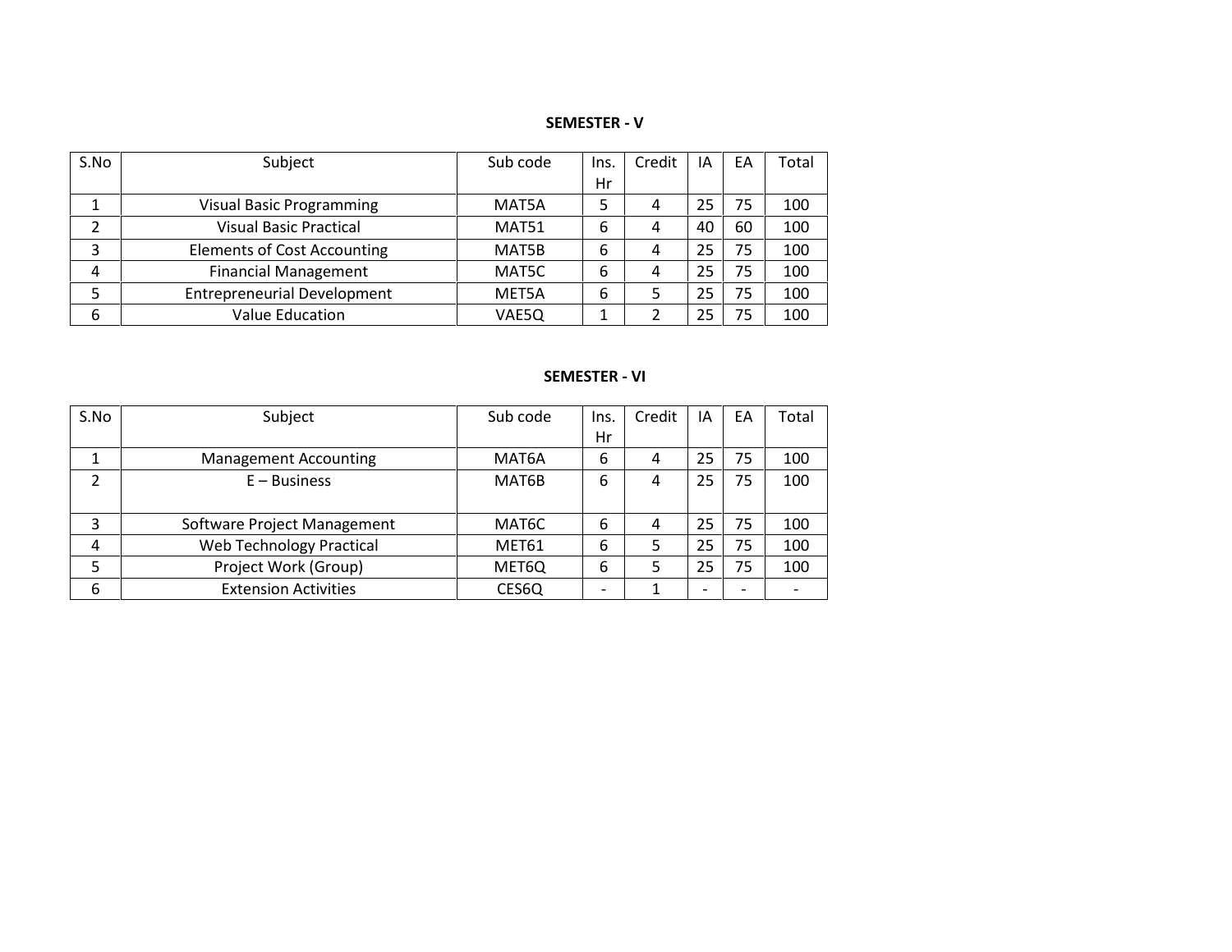## SEMESTER - V

| S.No | Subject | Sub code | Ins. Hr | Credit | IA | EA | Total |
|---|---|---|---|---|---|---|---|
| 1 | Visual Basic Programming | MAT5A | 5 | 4 | 25 | 75 | 100 |
| 2 | Visual Basic Practical | MAT51 | 6 | 4 | 40 | 60 | 100 |
| 3 | Elements of Cost Accounting | MAT5B | 6 | 4 | 25 | 75 | 100 |
| 4 | Financial Management | MAT5C | 6 | 4 | 25 | 75 | 100 |
| 5 | Entrepreneurial Development | MET5A | 6 | 5 | 25 | 75 | 100 |
| 6 | Value Education | VAE5Q | 1 | 2 | 25 | 75 | 100 |

## SEMESTER - VI

| S.No | Subject | Sub code | Ins. Hr | Credit | IA | EA | Total |
|---|---|---|---|---|---|---|---|
| 1 | Management Accounting | MAT6A | 6 | 4 | 25 | 75 | 100 |
| 2 | E – Business | MAT6B | 6 | 4 | 25 | 75 | 100 |
| 3 | Software Project Management | MAT6C | 6 | 4 | 25 | 75 | 100 |
| 4 | Web Technology Practical | MET61 | 6 | 5 | 25 | 75 | 100 |
| 5 | Project Work (Group) | MET6Q | 6 | 5 | 25 | 75 | 100 |
| 6 | Extension Activities | CES6Q | - | 1 | - | - | - |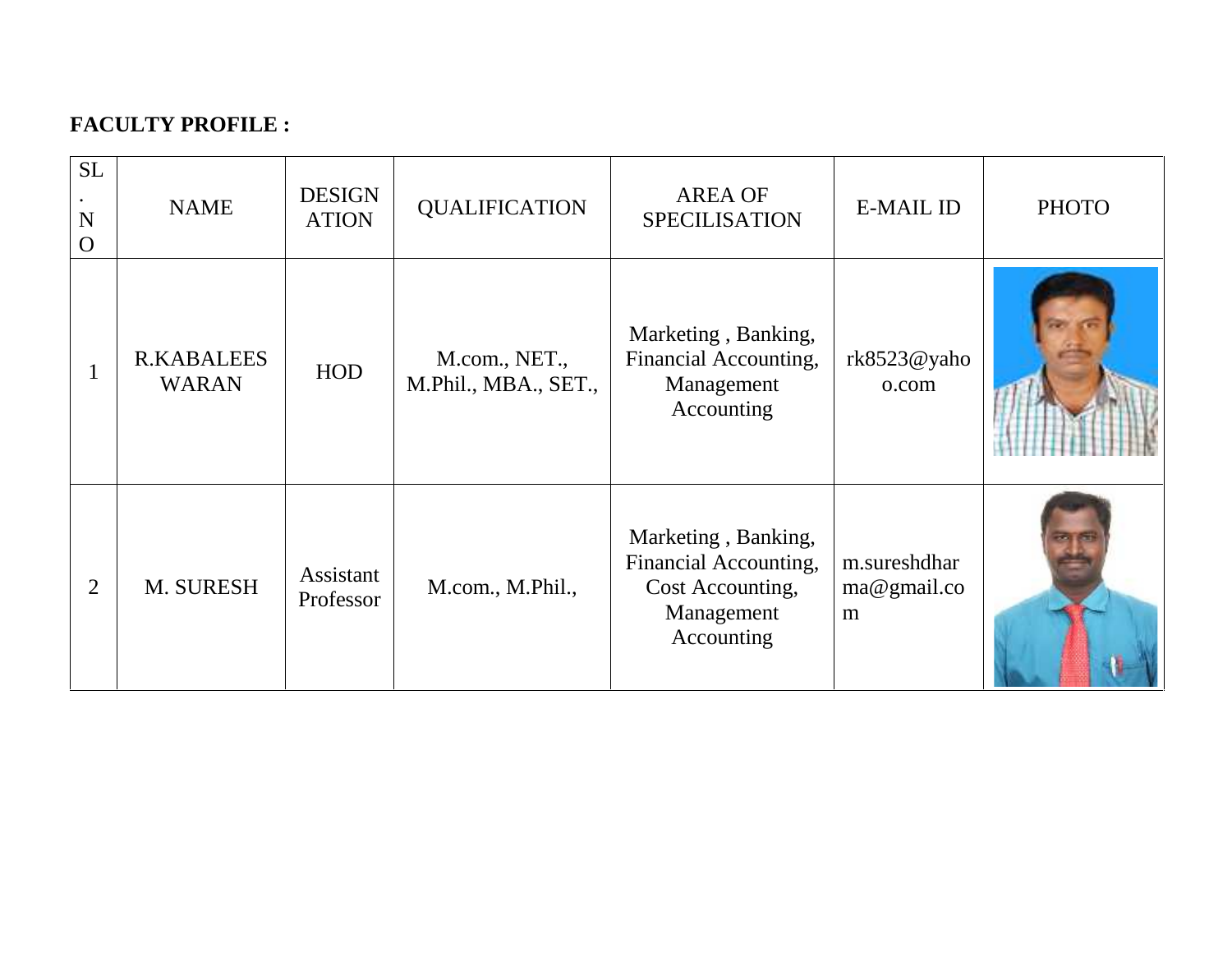**FACULTY PROFILE :**

| SL. NO | NAME | DESIGNATION | QUALIFICATION | AREA OF SPECILISATION | E-MAIL ID | PHOTO |
|---|---|---|---|---|---|---|
| 1 | R.KABALEESWARAN | HOD | M.com., NET., M.Phil., MBA., SET., | Marketing , Banking, Financial Accounting, Management Accounting | rk8523@yahoo.com | |
| 2 | M. SURESH | Assistant Professor | M.com., M.Phil., | Marketing , Banking, Financial Accounting, Cost Accounting, Management Accounting | m.sureshdharma@gmail.com | |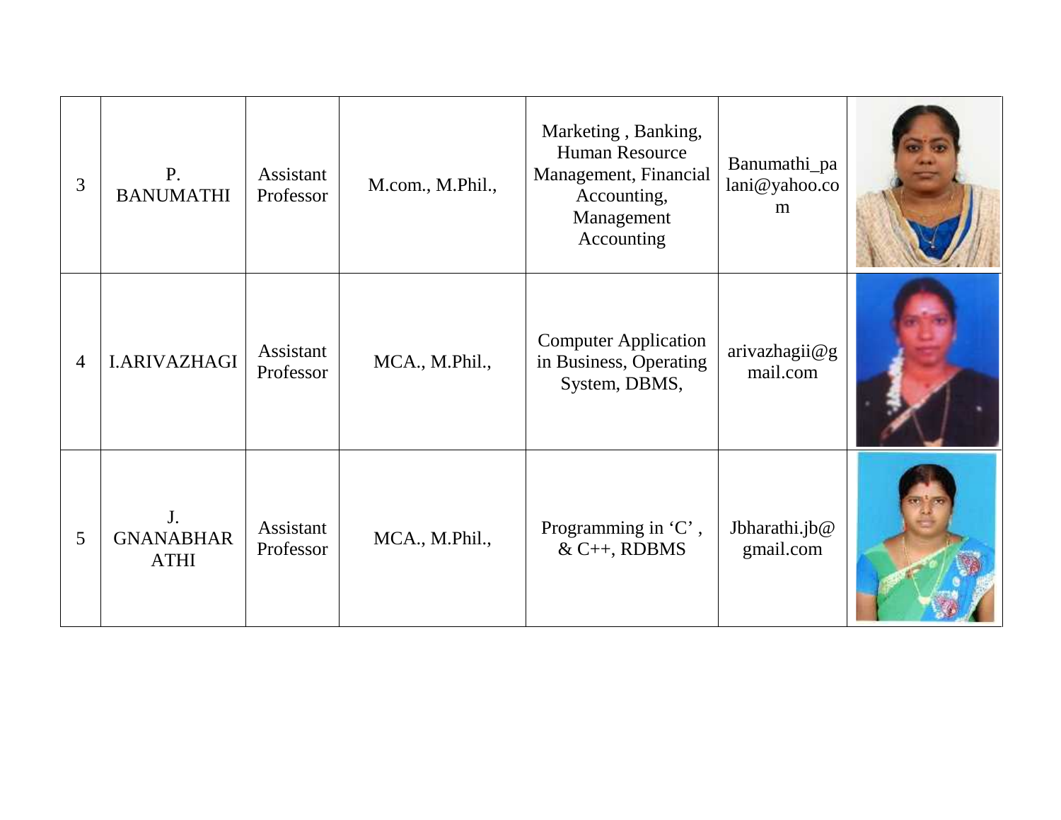| | | | | | | |
|---|---|---|---|---|---|---|
| 3 | P. BANUMATHI | Assistant Professor | M.com., M.Phil., | Marketing , Banking, Human Resource Management, Financial Accounting, Management Accounting | Banumathi_palani@yahoo.com | |
| 4 | I.ARIVAZHAGI | Assistant Professor | MCA., M.Phil., | Computer Application in Business, Operating System, DBMS, | arivazhagii@gmail.com | |
| 5 | J. GNANABHARATHI | Assistant Professor | MCA., M.Phil., | Programming in 'C' , & C++, RDBMS | Jbharathi.jb@gmail.com | |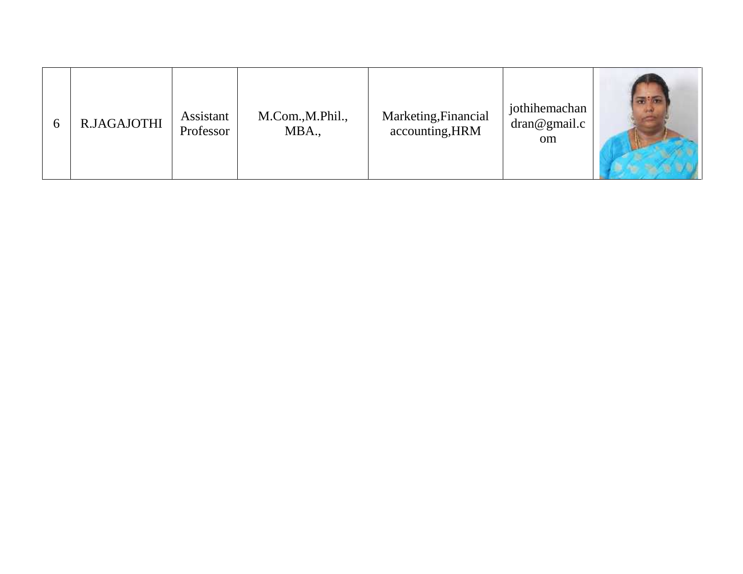| | | | | | | |
|---|---|---|---|---|---|---|
| 6 | R.JAGAJOTHI | Assistant Professor | M.Com.,M.Phil., MBA., | Marketing,Financial accounting,HRM | jothihemachandran@gmail.com | |